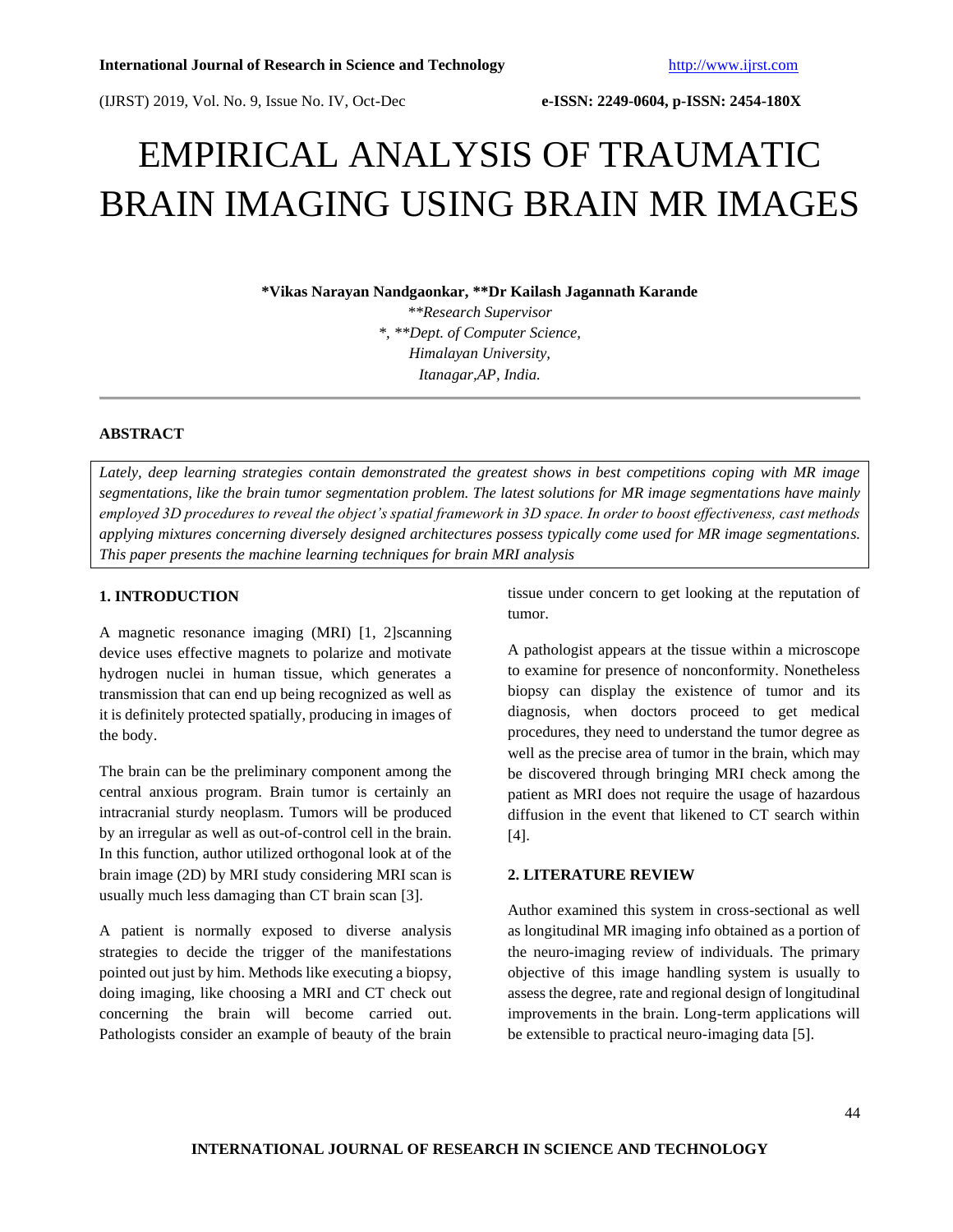# EMPIRICAL ANALYSIS OF TRAUMATIC BRAIN IMAGING USING BRAIN MR IMAGES

**\*Vikas Narayan Nandgaonkar, \*\*Dr Kailash Jagannath Karande**

*\*\*Research Supervisor*

*\*, \*\*Dept. of Computer Science,*

*Himalayan University,*

*Itanagar,AP, India.*

## ABSTRACT

*Lately, deep learning strategies contain demonstrated the greatest shows in best competitions coping with MR image segmentations, like the brain tumor segmentation problem. The latest solutions for MR image segmentations have mainly employed 3D procedures to reveal the object's spatial framework in 3D space. In order to boost effectiveness, cast methods applying mixtures concerning diversely designed architectures possess typically come used for MR image segmentations. This paper presents the machine learning techniques for brain MRI analysis*

## 1. INTRODUCTION

A magnetic resonance imaging (MRI) [1, 2]scanning device uses effective magnets to polarize and motivate hydrogen nuclei in human tissue, which generates a transmission that can end up being recognized as well as it is definitely protected spatially, producing in images of the body.

The brain can be the preliminary component among the central anxious program. Brain tumor is certainly an intracranial sturdy neoplasm. Tumors will be produced by an irregular as well as out-of-control cell in the brain. In this function, author utilized orthogonal look at of the brain image (2D) by MRI study considering MRI scan is usually much less damaging than CT brain scan [3].

A patient is normally exposed to diverse analysis strategies to decide the trigger of the manifestations pointed out just by him. Methods like executing a biopsy, doing imaging, like choosing a MRI and CT check out concerning the brain will become carried out. Pathologists consider an example of beauty of the brain tissue under concern to get looking at the reputation of tumor.

A pathologist appears at the tissue within a microscope to examine for presence of nonconformity. Nonetheless biopsy can display the existence of tumor and its diagnosis, when doctors proceed to get medical procedures, they need to understand the tumor degree as well as the precise area of tumor in the brain, which may be discovered through bringing MRI check among the patient as MRI does not require the usage of hazardous diffusion in the event that likened to CT search within [4].

## 2. LITERATURE REVIEW

Author examined this system in cross-sectional as well as longitudinal MR imaging info obtained as a portion of the neuro-imaging review of individuals. The primary objective of this image handling system is usually to assess the degree, rate and regional design of longitudinal improvements in the brain. Long-term applications will be extensible to practical neuro-imaging data [5].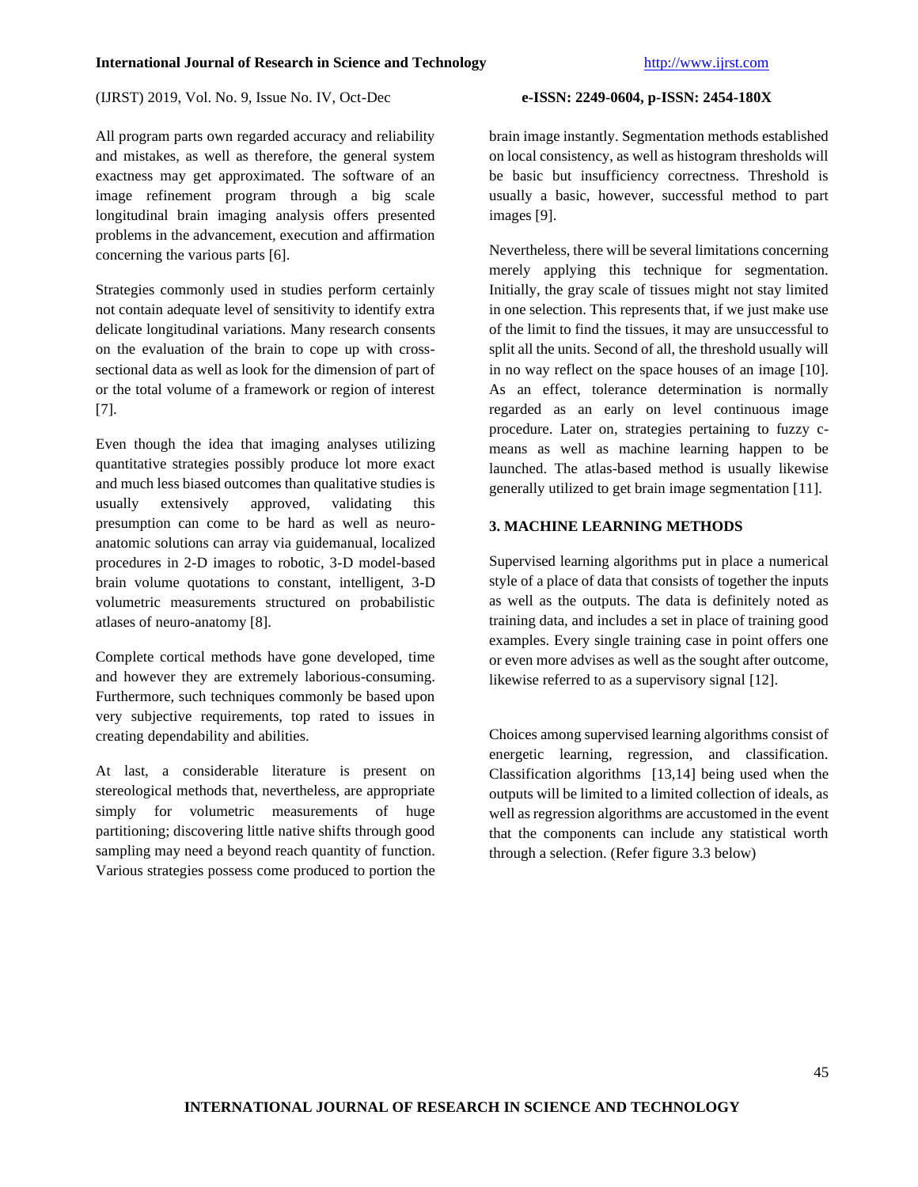All program parts own regarded accuracy and reliability and mistakes, as well as therefore, the general system exactness may get approximated. The software of an image refinement program through a big scale longitudinal brain imaging analysis offers presented problems in the advancement, execution and affirmation concerning the various parts [6].

Strategies commonly used in studies perform certainly not contain adequate level of sensitivity to identify extra delicate longitudinal variations. Many research consents on the evaluation of the brain to cope up with cross-sectional data as well as look for the dimension of part of or the total volume of a framework or region of interest [7].

Even though the idea that imaging analyses utilizing quantitative strategies possibly produce lot more exact and much less biased outcomes than qualitative studies is usually extensively approved, validating this presumption can come to be hard as well as neuro-anatomic solutions can array via guidemanual, localized procedures in 2-D images to robotic, 3-D model-based brain volume quotations to constant, intelligent, 3-D volumetric measurements structured on probabilistic atlases of neuro-anatomy [8].

Complete cortical methods have gone developed, time and however they are extremely laborious-consuming. Furthermore, such techniques commonly be based upon very subjective requirements, top rated to issues in creating dependability and abilities.

At last, a considerable literature is present on stereological methods that, nevertheless, are appropriate simply for volumetric measurements of huge partitioning; discovering little native shifts through good sampling may need a beyond reach quantity of function. Various strategies possess come produced to portion the brain image instantly. Segmentation methods established on local consistency, as well as histogram thresholds will be basic but insufficiency correctness. Threshold is usually a basic, however, successful method to part images [9].

Nevertheless, there will be several limitations concerning merely applying this technique for segmentation. Initially, the gray scale of tissues might not stay limited in one selection. This represents that, if we just make use of the limit to find the tissues, it may are unsuccessful to split all the units. Second of all, the threshold usually will in no way reflect on the space houses of an image [10]. As an effect, tolerance determination is normally regarded as an early on level continuous image procedure. Later on, strategies pertaining to fuzzy c-means as well as machine learning happen to be launched. The atlas-based method is usually likewise generally utilized to get brain image segmentation [11].

## 3. MACHINE LEARNING METHODS

Supervised learning algorithms put in place a numerical style of a place of data that consists of together the inputs as well as the outputs. The data is definitely noted as training data, and includes a set in place of training good examples. Every single training case in point offers one or even more advises as well as the sought after outcome, likewise referred to as a supervisory signal [12].

Choices among supervised learning algorithms consist of energetic learning, regression, and classification. Classification algorithms [13,14] being used when the outputs will be limited to a limited collection of ideals, as well as regression algorithms are accustomed in the event that the components can include any statistical worth through a selection. (Refer figure 3.3 below)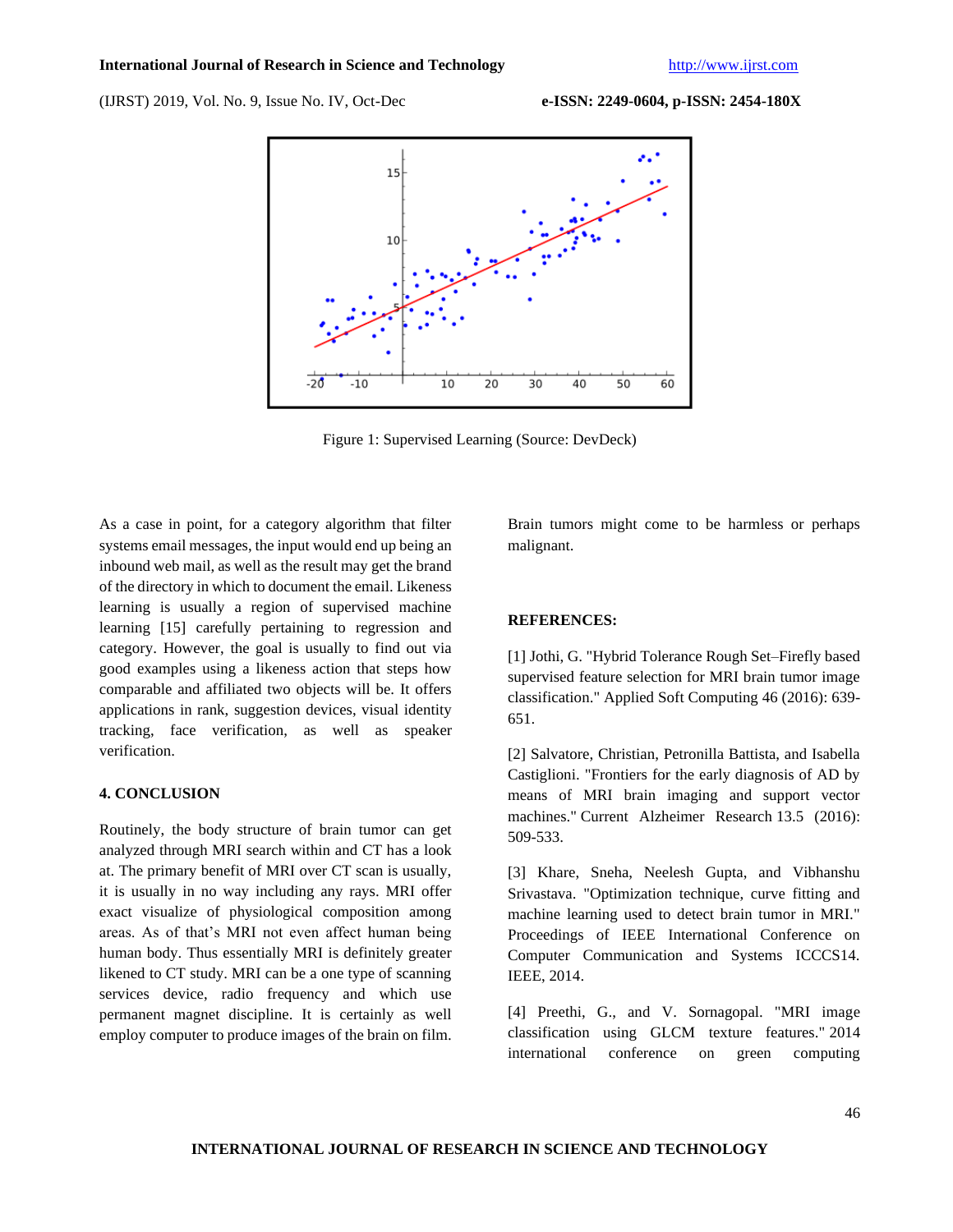Figure 1: Supervised Learning (Source: DevDeck)

As a case in point, for a category algorithm that filter systems email messages, the input would end up being an inbound web mail, as well as the result may get the brand of the directory in which to document the email. Likeness learning is usually a region of supervised machine learning [15] carefully pertaining to regression and category. However, the goal is usually to find out via good examples using a likeness action that steps how comparable and affiliated two objects will be. It offers applications in rank, suggestion devices, visual identity tracking, face verification, as well as speaker verification.

## 4. CONCLUSION

Routinely, the body structure of brain tumor can get analyzed through MRI search within and CT has a look at. The primary benefit of MRI over CT scan is usually, it is usually in no way including any rays. MRI offer exact visualize of physiological composition among areas. As of that's MRI not even affect human being human body. Thus essentially MRI is definitely greater likened to CT study. MRI can be a one type of scanning services device, radio frequency and which use permanent magnet discipline. It is certainly as well employ computer to produce images of the brain on film. Brain tumors might come to be harmless or perhaps malignant.

## REFERENCES:

[1] Jothi, G. "Hybrid Tolerance Rough Set–Firefly based supervised feature selection for MRI brain tumor image classification." Applied Soft Computing 46 (2016): 639-651.

[2] Salvatore, Christian, Petronilla Battista, and Isabella Castiglioni. "Frontiers for the early diagnosis of AD by means of MRI brain imaging and support vector machines." Current Alzheimer Research 13.5 (2016): 509-533.

[3] Khare, Sneha, Neelesh Gupta, and Vibhanshu Srivastava. "Optimization technique, curve fitting and machine learning used to detect brain tumor in MRI." Proceedings of IEEE International Conference on Computer Communication and Systems ICCCS14. IEEE, 2014.

[4] Preethi, G., and V. Sornagopal. "MRI image classification using GLCM texture features." 2014 international conference on green computing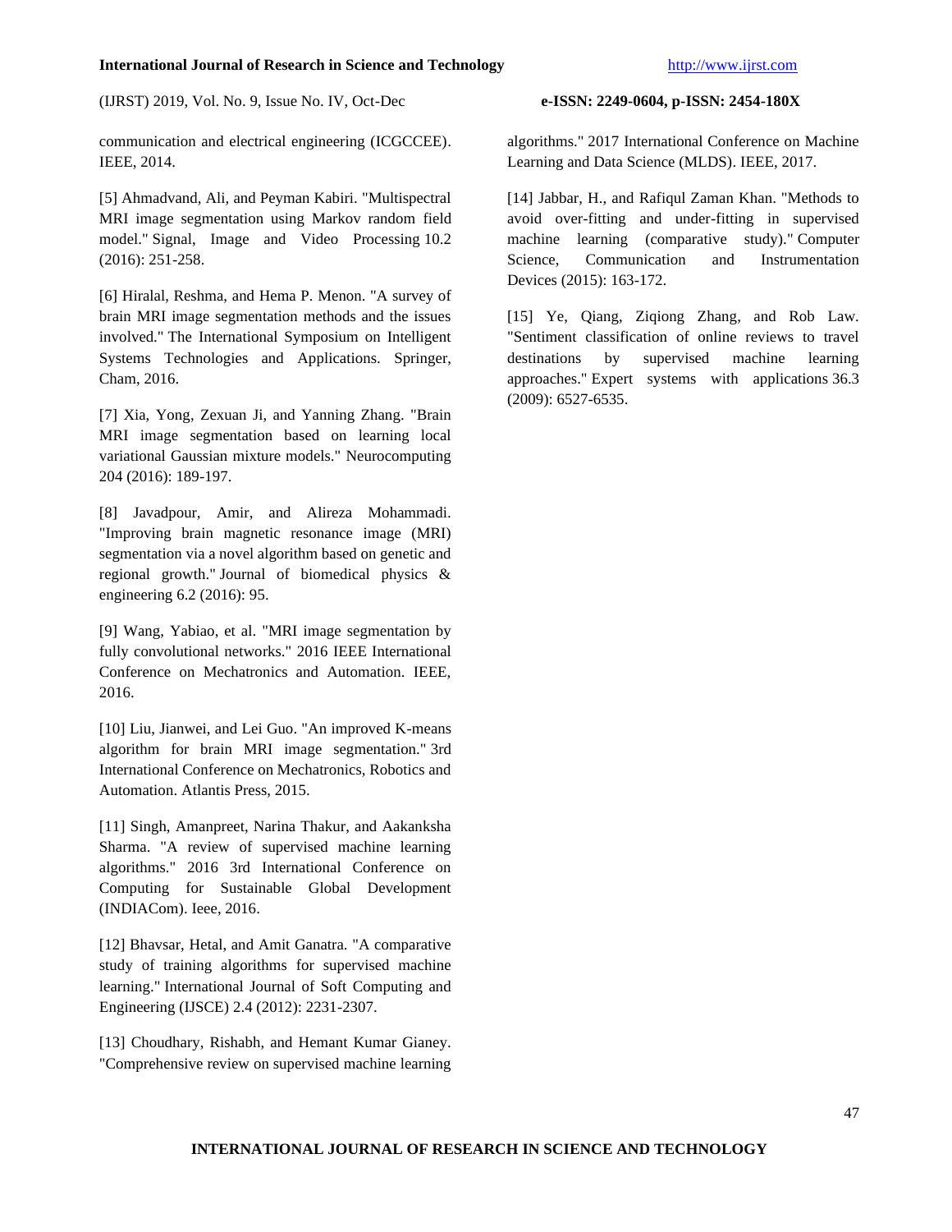communication and electrical engineering (ICGCCEE). IEEE, 2014.

[5] Ahmadvand, Ali, and Peyman Kabiri. "Multispectral MRI image segmentation using Markov random field model." Signal, Image and Video Processing 10.2 (2016): 251-258.

[6] Hiralal, Reshma, and Hema P. Menon. "A survey of brain MRI image segmentation methods and the issues involved." The International Symposium on Intelligent Systems Technologies and Applications. Springer, Cham, 2016.

[7] Xia, Yong, Zexuan Ji, and Yanning Zhang. "Brain MRI image segmentation based on learning local variational Gaussian mixture models." Neurocomputing 204 (2016): 189-197.

[8] Javadpour, Amir, and Alireza Mohammadi. "Improving brain magnetic resonance image (MRI) segmentation via a novel algorithm based on genetic and regional growth." Journal of biomedical physics & engineering 6.2 (2016): 95.

[9] Wang, Yabiao, et al. "MRI image segmentation by fully convolutional networks." 2016 IEEE International Conference on Mechatronics and Automation. IEEE, 2016.

[10] Liu, Jianwei, and Lei Guo. "An improved K-means algorithm for brain MRI image segmentation." 3rd International Conference on Mechatronics, Robotics and Automation. Atlantis Press, 2015.

[11] Singh, Amanpreet, Narina Thakur, and Aakanksha Sharma. "A review of supervised machine learning algorithms." 2016 3rd International Conference on Computing for Sustainable Global Development (INDIACom). Ieee, 2016.

[12] Bhavsar, Hetal, and Amit Ganatra. "A comparative study of training algorithms for supervised machine learning." International Journal of Soft Computing and Engineering (IJSCE) 2.4 (2012): 2231-2307.

[13] Choudhary, Rishabh, and Hemant Kumar Gianey. "Comprehensive review on supervised machine learning algorithms." 2017 International Conference on Machine Learning and Data Science (MLDS). IEEE, 2017.

[14] Jabbar, H., and Rafiqul Zaman Khan. "Methods to avoid over-fitting and under-fitting in supervised machine learning (comparative study)." Computer Science, Communication and Instrumentation Devices (2015): 163-172.

[15] Ye, Qiang, Ziqiong Zhang, and Rob Law. "Sentiment classification of online reviews to travel destinations by supervised machine learning approaches." Expert systems with applications 36.3 (2009): 6527-6535.